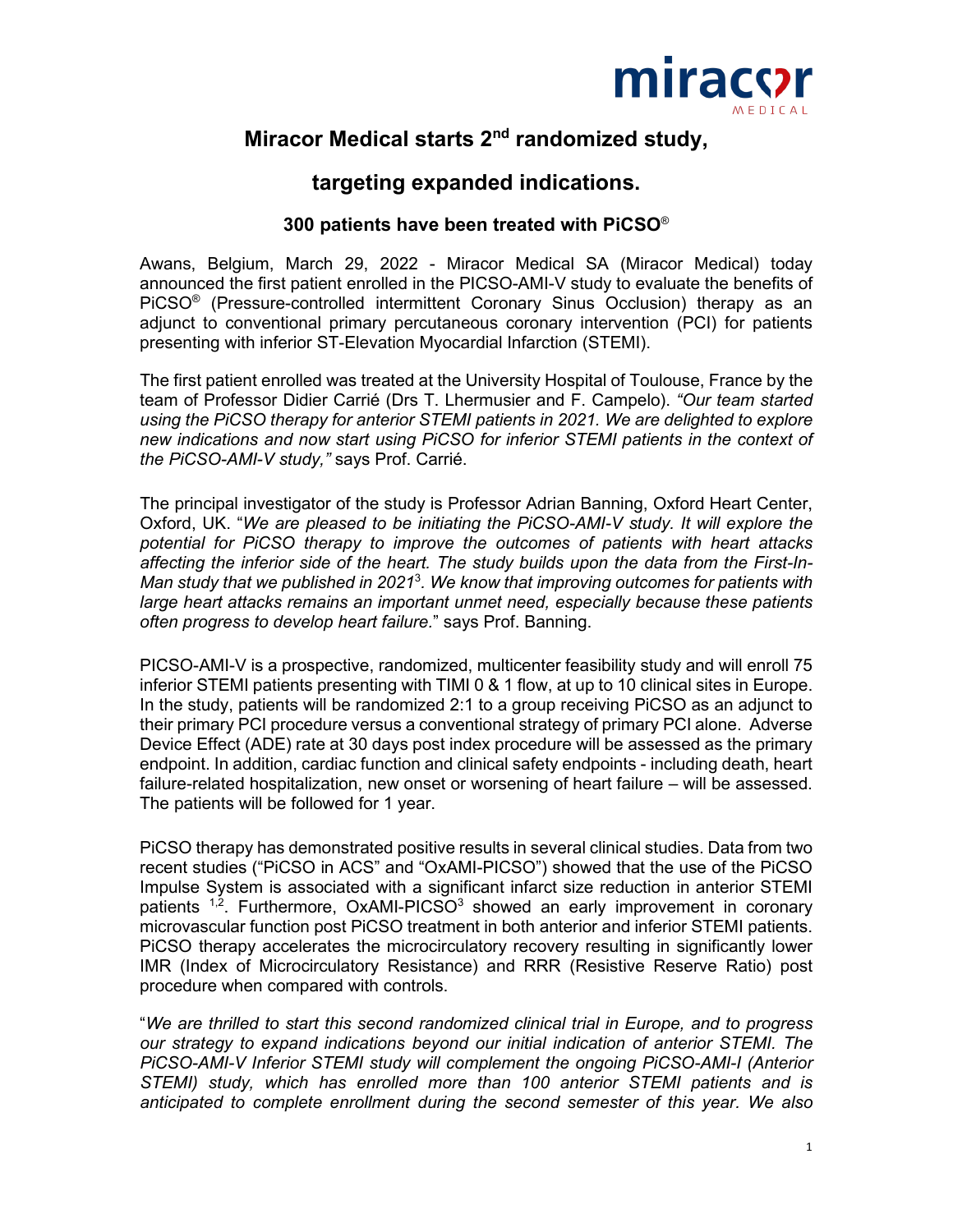# Miracor Medical starts 2nd randomized study,

# targeting expanded indications.

### 300 patients have been treated with PiCSO®

Awans, Belgium, March 29, 2022 - Miracor Medical SA (Miracor Medical) today announced the first patient enrolled in the PICSO-AMI-V study to evaluate the benefits of PiCSO® (Pressure-controlled intermittent Coronary Sinus Occlusion) therapy as an adjunct to conventional primary percutaneous coronary intervention (PCI) for patients presenting with inferior ST-Elevation Myocardial Infarction (STEMI).

The first patient enrolled was treated at the University Hospital of Toulouse, France by the team of Professor Didier Carrié (Drs T. Lhermusier and F. Campelo). *"Our team started using the PiCSO therapy for anterior STEMI patients in 2021. We are delighted to explore new indications and now start using PiCSO for inferior STEMI patients in the context of the PiCSO-AMI-V study,"* says Prof. Carrié.

The principal investigator of the study is Professor Adrian Banning, Oxford Heart Center, Oxford, UK. "*We are pleased to be initiating the PiCSO-AMI-V study. It will explore the potential for PiCSO therapy to improve the outcomes of patients with heart attacks affecting the inferior side of the heart. The study builds upon the data from the First-In-Man study that we published in 2021*[3]*. We know that improving outcomes for patients with large heart attacks remains an important unmet need, especially because these patients often progress to develop heart failure.*" says Prof. Banning.

PICSO-AMI-V is a prospective, randomized, multicenter feasibility study and will enroll 75 inferior STEMI patients presenting with TIMI 0 & 1 flow, at up to 10 clinical sites in Europe. In the study, patients will be randomized 2:1 to a group receiving PiCSO as an adjunct to their primary PCI procedure versus a conventional strategy of primary PCI alone. Adverse Device Effect (ADE) rate at 30 days post index procedure will be assessed as the primary endpoint. In addition, cardiac function and clinical safety endpoints - including death, heart failure-related hospitalization, new onset or worsening of heart failure – will be assessed. The patients will be followed for 1 year.

PiCSO therapy has demonstrated positive results in several clinical studies. Data from two recent studies ("PiCSO in ACS" and "OxAMI-PICSO") showed that the use of the PiCSO Impulse System is associated with a significant infarct size reduction in anterior STEMI patients [1,2]. Furthermore, OxAMI-PICSO[3] showed an early improvement in coronary microvascular function post PiCSO treatment in both anterior and inferior STEMI patients. PiCSO therapy accelerates the microcirculatory recovery resulting in significantly lower IMR (Index of Microcirculatory Resistance) and RRR (Resistive Reserve Ratio) post procedure when compared with controls.

"*We are thrilled to start this second randomized clinical trial in Europe, and to progress our strategy to expand indications beyond our initial indication of anterior STEMI. The PiCSO-AMI-V Inferior STEMI study will complement the ongoing PiCSO-AMI-I (Anterior STEMI) study, which has enrolled more than 100 anterior STEMI patients and is anticipated to complete enrollment during the second semester of this year. We also*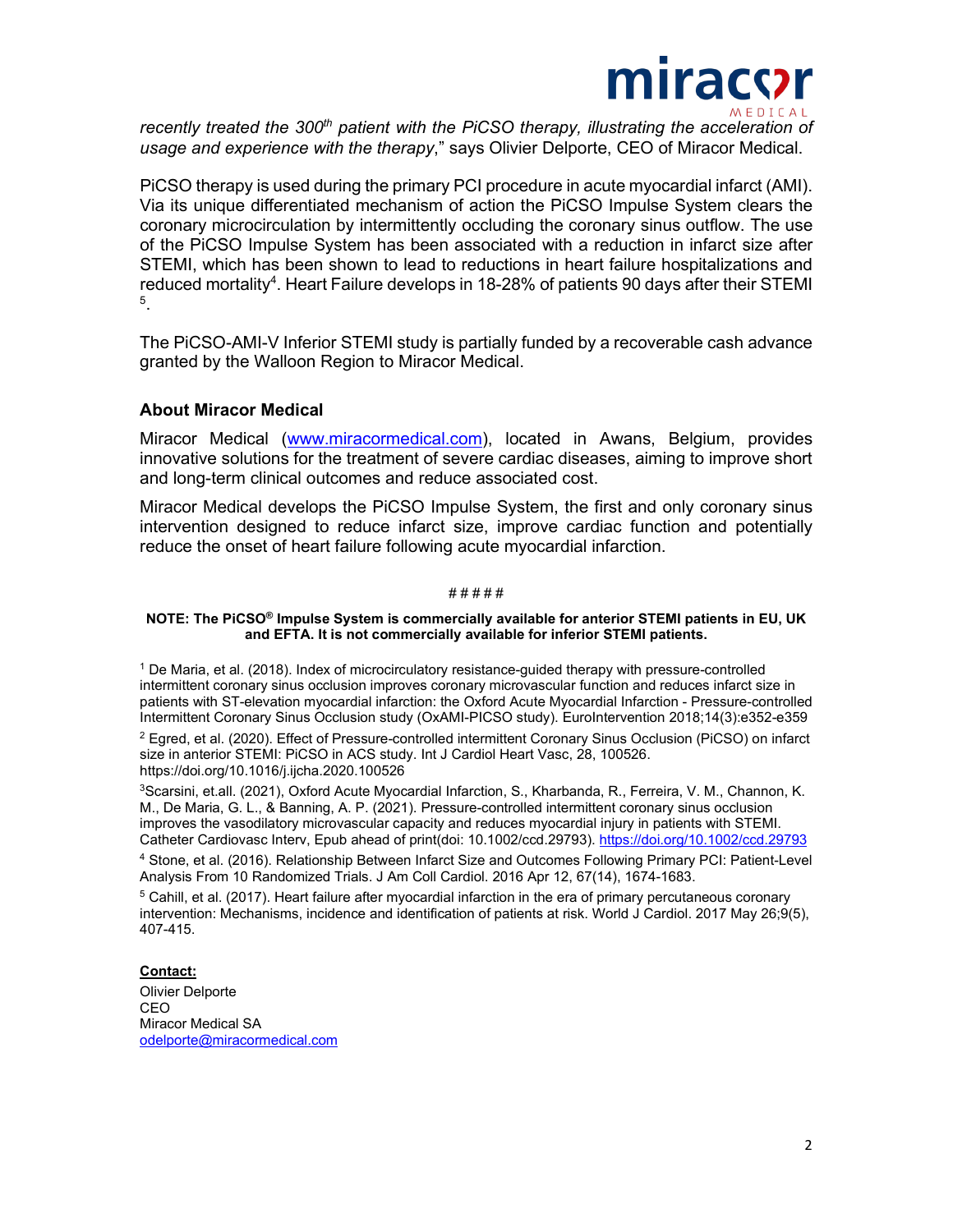*recently treated the 300th patient with the PiCSO therapy, illustrating the acceleration of usage and experience with the therapy*," says Olivier Delporte, CEO of Miracor Medical.

PiCSO therapy is used during the primary PCI procedure in acute myocardial infarct (AMI). Via its unique differentiated mechanism of action the PiCSO Impulse System clears the coronary microcirculation by intermittently occluding the coronary sinus outflow. The use of the PiCSO Impulse System has been associated with a reduction in infarct size after STEMI, which has been shown to lead to reductions in heart failure hospitalizations and reduced mortality[4]. Heart Failure develops in 18-28% of patients 90 days after their STEMI [5].

The PiCSO-AMI-V Inferior STEMI study is partially funded by a recoverable cash advance granted by the Walloon Region to Miracor Medical.

### About Miracor Medical

Miracor Medical (www.miracormedical.com), located in Awans, Belgium, provides innovative solutions for the treatment of severe cardiac diseases, aiming to improve short and long-term clinical outcomes and reduce associated cost.

Miracor Medical develops the PiCSO Impulse System, the first and only coronary sinus intervention designed to reduce infarct size, improve cardiac function and potentially reduce the onset of heart failure following acute myocardial infarction.

#####

**NOTE: The PiCSO® Impulse System is commercially available for anterior STEMI patients in EU, UK and EFTA. It is not commercially available for inferior STEMI patients.**

[1] De Maria, et al. (2018). Index of microcirculatory resistance-guided therapy with pressure-controlled intermittent coronary sinus occlusion improves coronary microvascular function and reduces infarct size in patients with ST-elevation myocardial infarction: the Oxford Acute Myocardial Infarction - Pressure-controlled Intermittent Coronary Sinus Occlusion study (OxAMI-PICSO study). EuroIntervention 2018;14(3):e352-e359

[2] Egred, et al. (2020). Effect of Pressure-controlled intermittent Coronary Sinus Occlusion (PiCSO) on infarct size in anterior STEMI: PiCSO in ACS study. Int J Cardiol Heart Vasc, 28, 100526. https://doi.org/10.1016/j.ijcha.2020.100526

[3] Scarsini, et.all. (2021), Oxford Acute Myocardial Infarction, S., Kharbanda, R., Ferreira, V. M., Channon, K. M., De Maria, G. L., & Banning, A. P. (2021). Pressure-controlled intermittent coronary sinus occlusion improves the vasodilatory microvascular capacity and reduces myocardial injury in patients with STEMI. Catheter Cardiovasc Interv, Epub ahead of print(doi: 10.1002/ccd.29793). https://doi.org/10.1002/ccd.29793

[4] Stone, et al. (2016). Relationship Between Infarct Size and Outcomes Following Primary PCI: Patient-Level Analysis From 10 Randomized Trials. J Am Coll Cardiol. 2016 Apr 12, 67(14), 1674-1683.

[5] Cahill, et al. (2017). Heart failure after myocardial infarction in the era of primary percutaneous coronary intervention: Mechanisms, incidence and identification of patients at risk. World J Cardiol. 2017 May 26;9(5), 407-415.

**Contact:**

Olivier Delporte
CEO
Miracor Medical SA
odelporte@miracormedical.com